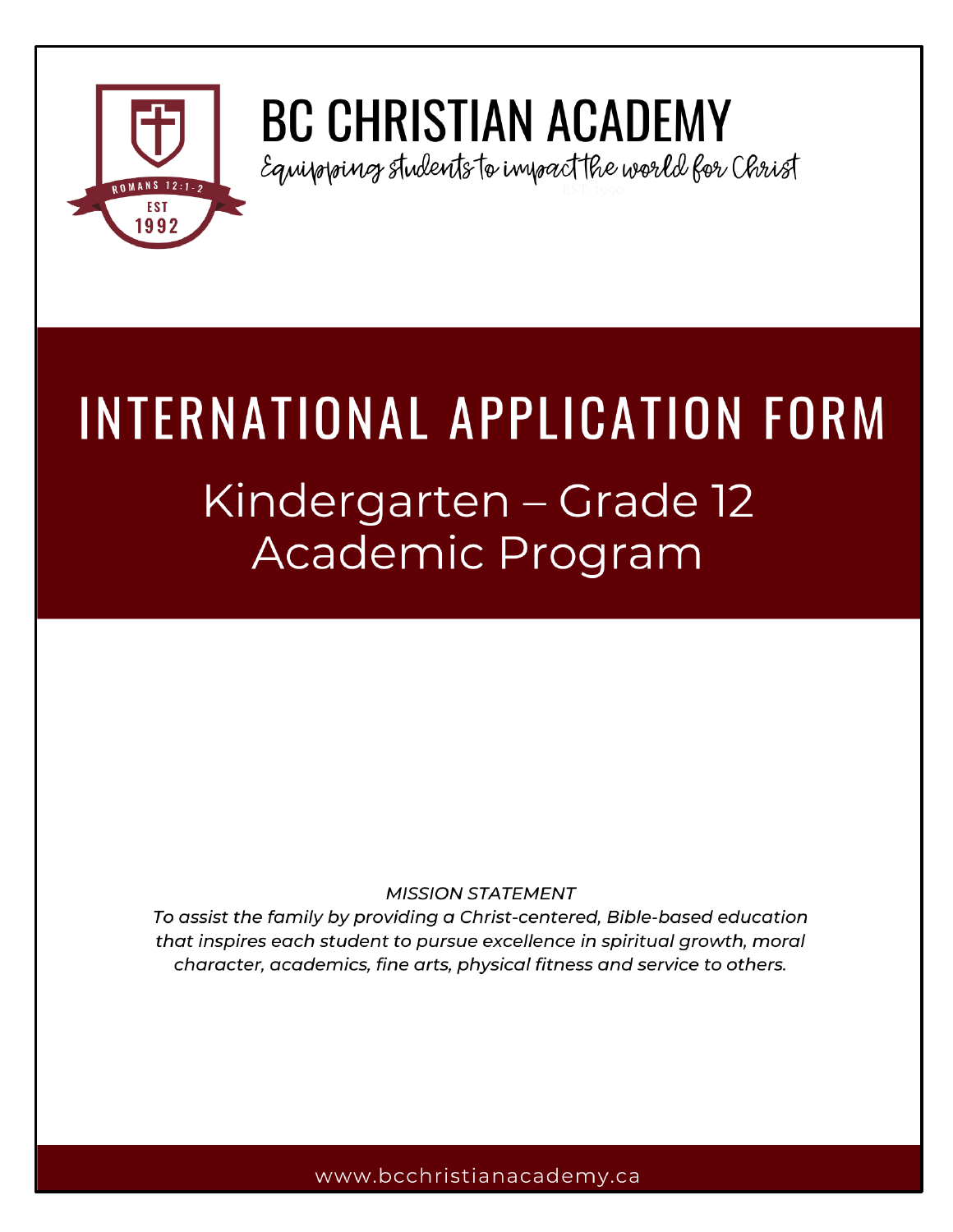# BC CHRISTIAN ACADEMY

Equipping students to impact the world for Christ

ROMANS 12:1-2

EST 1992

# INTERNATIONAL APPLICATION FORM

## Kindergarten – Grade 12 Academic Program

*MISSION STATEMENT*

*To assist the family by providing a Christ-centered, Bible-based education that inspires each student to pursue excellence in spiritual growth, moral character, academics, fine arts, physical fitness and service to others.*

www.bcchristianacademy.ca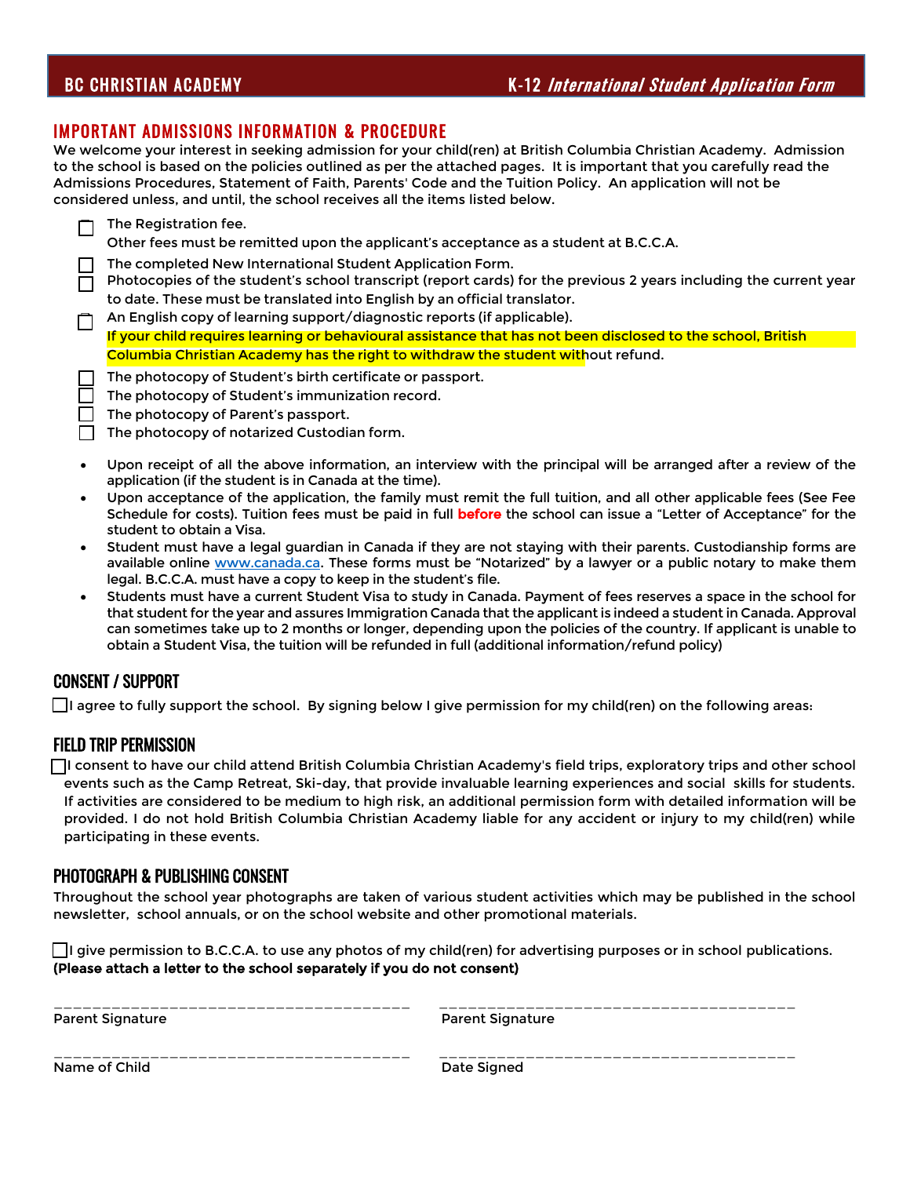## IMPORTANT ADMISSIONS INFORMATION & PROCEDURE

We welcome your interest in seeking admission for your child(ren) at British Columbia Christian Academy. Admission to the school is based on the policies outlined as per the attached pages. It is important that you carefully read the Admissions Procedures, Statement of Faith, Parents' Code and the Tuition Policy. An application will not be considered unless, and until, the school receives all the items listed below.

- ☐ The Registration fee.
  Other fees must be remitted upon the applicant's acceptance as a student at B.C.C.A.
- ☐ The completed New International Student Application Form.
- ☐ Photocopies of the student's school transcript (report cards) for the previous 2 years including the current year to date. These must be translated into English by an official translator.
- ☐ An English copy of learning support/diagnostic reports (if applicable).
  If your child requires learning or behavioural assistance that has not been disclosed to the school, British Columbia Christian Academy has the right to withdraw the student without refund.
- ☐ The photocopy of Student's birth certificate or passport.
- ☐ The photocopy of Student's immunization record.
- ☐ The photocopy of Parent's passport.
- ☐ The photocopy of notarized Custodian form.

- Upon receipt of all the above information, an interview with the principal will be arranged after a review of the application (if the student is in Canada at the time).
- Upon acceptance of the application, the family must remit the full tuition, and all other applicable fees (See Fee Schedule for costs). Tuition fees must be paid in full **before** the school can issue a "Letter of Acceptance" for the student to obtain a Visa.
- Student must have a legal guardian in Canada if they are not staying with their parents. Custodianship forms are available online www.canada.ca. These forms must be "Notarized" by a lawyer or a public notary to make them legal. B.C.C.A. must have a copy to keep in the student's file.
- Students must have a current Student Visa to study in Canada. Payment of fees reserves a space in the school for that student for the year and assures Immigration Canada that the applicant is indeed a student in Canada. Approval can sometimes take up to 2 months or longer, depending upon the policies of the country. If applicant is unable to obtain a Student Visa, the tuition will be refunded in full (additional information/refund policy)

## CONSENT / SUPPORT

☐ I agree to fully support the school. By signing below I give permission for my child(ren) on the following areas:

## FIELD TRIP PERMISSION

☐ I consent to have our child attend British Columbia Christian Academy's field trips, exploratory trips and other school events such as the Camp Retreat, Ski-day, that provide invaluable learning experiences and social skills for students. If activities are considered to be medium to high risk, an additional permission form with detailed information will be provided. I do not hold British Columbia Christian Academy liable for any accident or injury to my child(ren) while participating in these events.

## PHOTOGRAPH & PUBLISHING CONSENT

Throughout the school year photographs are taken of various student activities which may be published in the school newsletter, school annuals, or on the school website and other promotional materials.

☐ I give permission to B.C.C.A. to use any photos of my child(ren) for advertising purposes or in school publications.
**(Please attach a letter to the school separately if you do not consent)**

\_\_\_\_\_\_\_\_\_\_\_\_\_\_\_\_\_\_\_\_\_\_\_\_\_\_\_\_\_\_\_\_\_\_\_\_\_\_ \_\_\_\_\_\_\_\_\_\_\_\_\_\_\_\_\_\_\_\_\_\_\_\_\_\_\_\_\_\_\_\_\_\_\_\_\_\_
Parent Signature Parent Signature

\_\_\_\_\_\_\_\_\_\_\_\_\_\_\_\_\_\_\_\_\_\_\_\_\_\_\_\_\_\_\_\_\_\_\_\_\_\_ \_\_\_\_\_\_\_\_\_\_\_\_\_\_\_\_\_\_\_\_\_\_\_\_\_\_\_\_\_\_\_\_\_\_\_\_\_\_
Name of Child Date Signed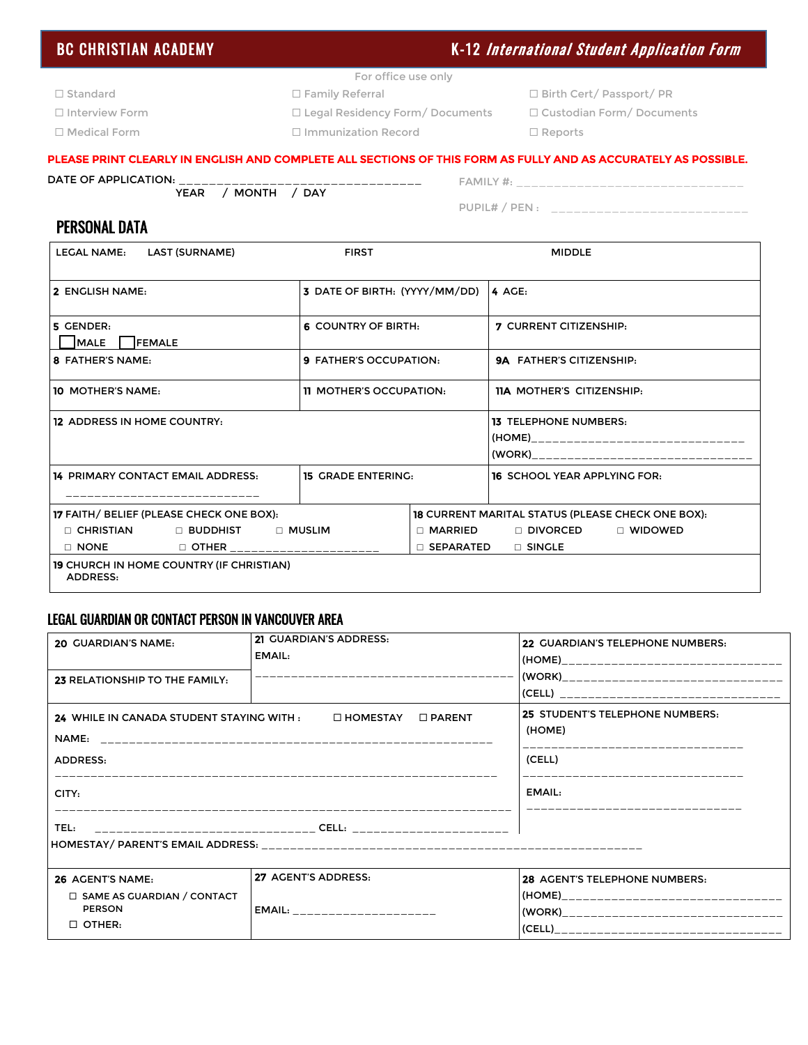# BC CHRISTIAN ACADEMY — K-12 *International Student Application Form*

For office use only

| | | |
|---|---|---|
| ☐ Standard | ☐ Family Referral | ☐ Birth Cert/ Passport/ PR |
| ☐ Interview Form | ☐ Legal Residency Form/ Documents | ☐ Custodian Form/ Documents |
| ☐ Medical Form | ☐ Immunization Record | ☐ Reports |

**PLEASE PRINT CLEARLY IN ENGLISH AND COMPLETE ALL SECTIONS OF THIS FORM AS FULLY AND AS ACCURATELY AS POSSIBLE.**

DATE OF APPLICATION: ________________________________
YEAR / MONTH / DAY

FAMILY #: ________________________________

PUPIL# / PEN : ___________________________

## PERSONAL DATA

| LEGAL NAME: LAST (SURNAME) | FIRST | | MIDDLE |
|---|---|---|---|
| 2 ENGLISH NAME: | 3 DATE OF BIRTH: (YYYY/MM/DD) | | 4 AGE: |
| 5 GENDER: ☐ MALE ☐ FEMALE | 6 COUNTRY OF BIRTH: | | 7 CURRENT CITIZENSHIP: |
| 8 FATHER'S NAME: | 9 FATHER'S OCCUPATION: | | 9A FATHER'S CITIZENSHIP: |
| 10 MOTHER'S NAME: | 11 MOTHER'S OCCUPATION: | | 11A MOTHER'S CITIZENSHIP: |
| 12 ADDRESS IN HOME COUNTRY: | | | 13 TELEPHONE NUMBERS: (HOME)______________________________ (WORK)______________________________ |
| 14 PRIMARY CONTACT EMAIL ADDRESS: ___________________________ | 15 GRADE ENTERING: | | 16 SCHOOL YEAR APPLYING FOR: |
| 17 FAITH/ BELIEF (PLEASE CHECK ONE BOX): ☐ CHRISTIAN ☐ BUDDHIST ☐ MUSLIM ☐ NONE ☐ OTHER ______________________ | | 18 CURRENT MARITAL STATUS (PLEASE CHECK ONE BOX): ☐ MARRIED ☐ DIVORCED ☐ WIDOWED ☐ SEPARATED ☐ SINGLE | |
| 19 CHURCH IN HOME COUNTRY (IF CHRISTIAN) ADDRESS: | | | |

## LEGAL GUARDIAN OR CONTACT PERSON IN VANCOUVER AREA

| | | |
|---|---|---|
| 20 GUARDIAN'S NAME: | 21 GUARDIAN'S ADDRESS: EMAIL: ____________________________________ | 22 GUARDIAN'S TELEPHONE NUMBERS: (HOME)______________________________ (WORK)______________________________ (CELL) ______________________________ |
| 23 RELATIONSHIP TO THE FAMILY: | | |
| 24 WHILE IN CANADA STUDENT STAYING WITH : ☐ HOMESTAY ☐ PARENT NAME: ______________________________________________________ ADDRESS: ______________________________________________________________ CITY: ______________________________________________________________ TEL: ______________________________ CELL: _____________________ HOMESTAY/ PARENT'S EMAIL ADDRESS: ______________________________________________________ | | 25 STUDENT'S TELEPHONE NUMBERS: (HOME) ______________________________ (CELL) ______________________________ EMAIL: ______________________________ |
| 26 AGENT'S NAME: ☐ SAME AS GUARDIAN / CONTACT PERSON ☐ OTHER: | 27 AGENT'S ADDRESS: EMAIL: ____________________ | 28 AGENT'S TELEPHONE NUMBERS: (HOME)______________________________ (WORK)______________________________ (CELL)______________________________ |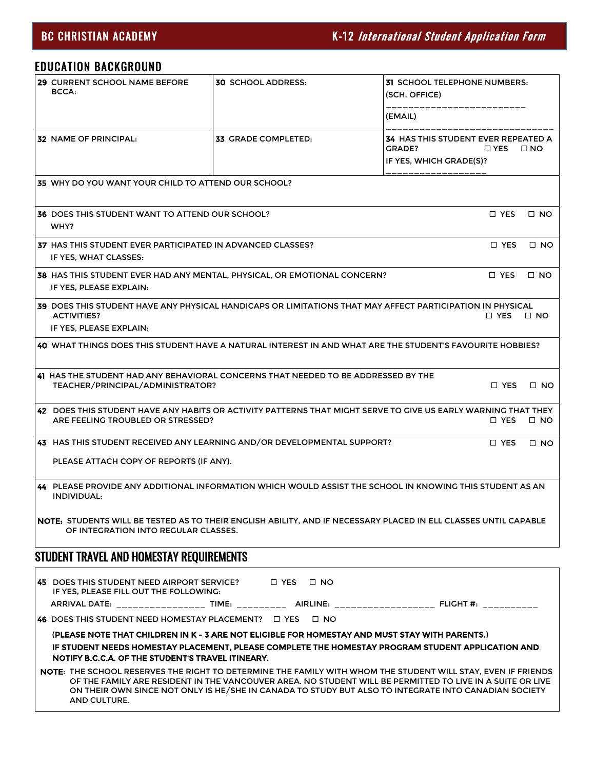## EDUCATION BACKGROUND

| 29 CURRENT SCHOOL NAME BEFORE BCCA: | 30 SCHOOL ADDRESS: | 31 SCHOOL TELEPHONE NUMBERS: (SCH. OFFICE) ________________________ (EMAIL) ____________________________ |
|---|---|---|
| 32 NAME OF PRINCIPAL: | 33 GRADE COMPLETED: | 34 HAS THIS STUDENT EVER REPEATED A GRADE? ☐ YES ☐ NO IF YES, WHICH GRADE(S)? ________________ |

35 WHY DO YOU WANT YOUR CHILD TO ATTEND OUR SCHOOL?

36 DOES THIS STUDENT WANT TO ATTEND OUR SCHOOL? ☐ YES ☐ NO
WHY?

37 HAS THIS STUDENT EVER PARTICIPATED IN ADVANCED CLASSES? ☐ YES ☐ NO
IF YES, WHAT CLASSES:

38 HAS THIS STUDENT EVER HAD ANY MENTAL, PHYSICAL, OR EMOTIONAL CONCERN? ☐ YES ☐ NO
IF YES, PLEASE EXPLAIN:

39 DOES THIS STUDENT HAVE ANY PHYSICAL HANDICAPS OR LIMITATIONS THAT MAY AFFECT PARTICIPATION IN PHYSICAL ACTIVITIES? ☐ YES ☐ NO
IF YES, PLEASE EXPLAIN:

40 WHAT THINGS DOES THIS STUDENT HAVE A NATURAL INTEREST IN AND WHAT ARE THE STUDENT'S FAVOURITE HOBBIES?

41 HAS THE STUDENT HAD ANY BEHAVIORAL CONCERNS THAT NEEDED TO BE ADDRESSED BY THE TEACHER/PRINCIPAL/ADMINISTRATOR? ☐ YES ☐ NO

42 DOES THIS STUDENT HAVE ANY HABITS OR ACTIVITY PATTERNS THAT MIGHT SERVE TO GIVE US EARLY WARNING THAT THEY ARE FEELING TROUBLED OR STRESSED? ☐ YES ☐ NO

43 HAS THIS STUDENT RECEIVED ANY LEARNING AND/OR DEVELOPMENTAL SUPPORT? ☐ YES ☐ NO

PLEASE ATTACH COPY OF REPORTS (IF ANY).

44 PLEASE PROVIDE ANY ADDITIONAL INFORMATION WHICH WOULD ASSIST THE SCHOOL IN KNOWING THIS STUDENT AS AN INDIVIDUAL:

**NOTE:** STUDENTS WILL BE TESTED AS TO THEIR ENGLISH ABILITY, AND IF NECESSARY PLACED IN ELL CLASSES UNTIL CAPABLE OF INTEGRATION INTO REGULAR CLASSES.

## STUDENT TRAVEL AND HOMESTAY REQUIREMENTS

45 DOES THIS STUDENT NEED AIRPORT SERVICE? ☐ YES ☐ NO
IF YES, PLEASE FILL OUT THE FOLLOWING:
ARRIVAL DATE: ________________ TIME: _________ AIRLINE: __________________ FLIGHT #: __________

46 DOES THIS STUDENT NEED HOMESTAY PLACEMENT? ☐ YES ☐ NO

**(PLEASE NOTE THAT CHILDREN IN K – 3 ARE NOT ELIGIBLE FOR HOMESTAY AND MUST STAY WITH PARENTS.)**

**IF STUDENT NEEDS HOMESTAY PLACEMENT, PLEASE COMPLETE THE HOMESTAY PROGRAM STUDENT APPLICATION AND NOTIFY B.C.C.A. OF THE STUDENT'S TRAVEL ITINEARY.**

**NOTE:** THE SCHOOL RESERVES THE RIGHT TO DETERMINE THE FAMILY WITH WHOM THE STUDENT WILL STAY, EVEN IF FRIENDS OF THE FAMILY ARE RESIDENT IN THE VANCOUVER AREA. NO STUDENT WILL BE PERMITTED TO LIVE IN A SUITE OR LIVE ON THEIR OWN SINCE NOT ONLY IS HE/SHE IN CANADA TO STUDY BUT ALSO TO INTEGRATE INTO CANADIAN SOCIETY AND CULTURE.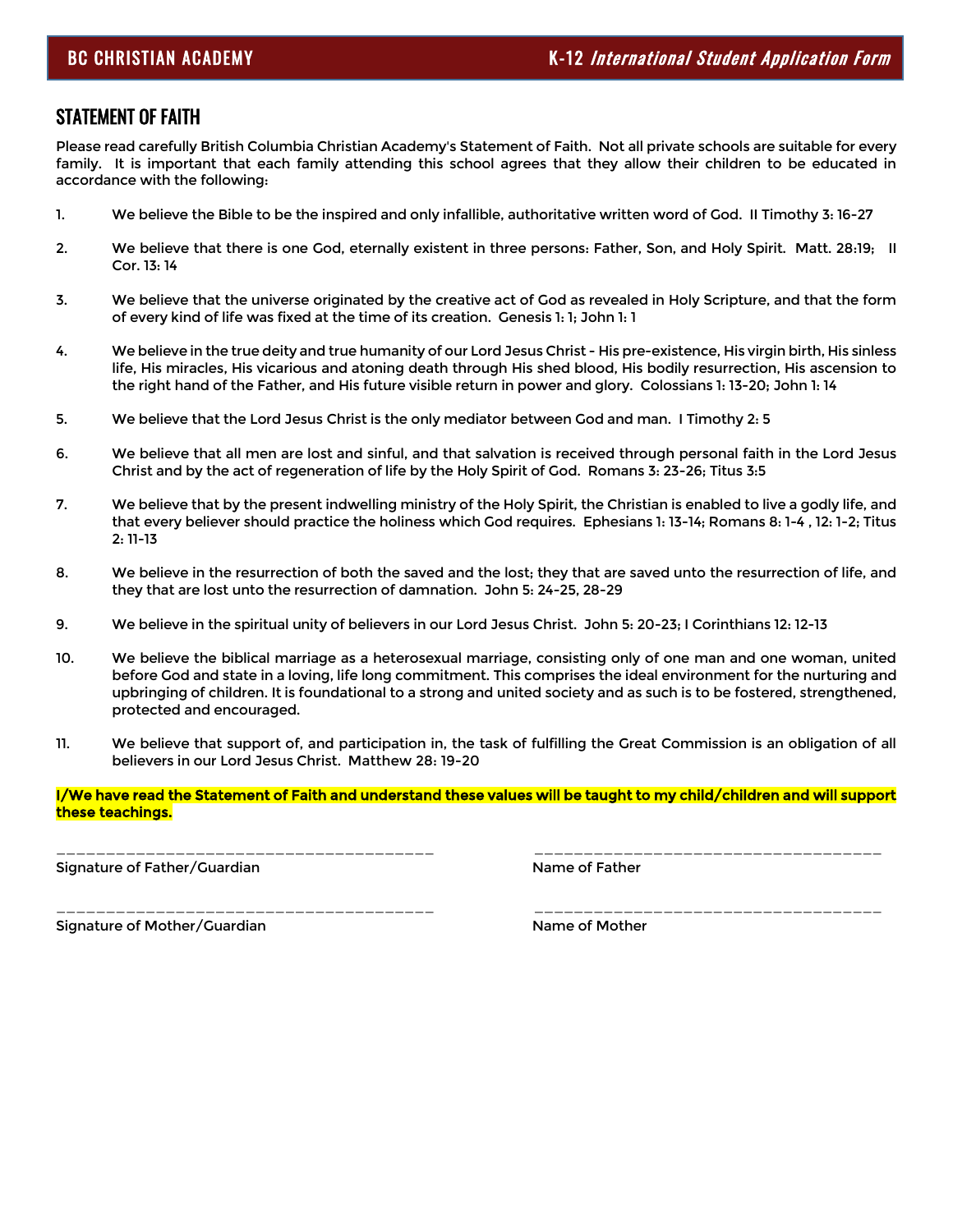## STATEMENT OF FAITH

Please read carefully British Columbia Christian Academy's Statement of Faith. Not all private schools are suitable for every family. It is important that each family attending this school agrees that they allow their children to be educated in accordance with the following:

1. We believe the Bible to be the inspired and only infallible, authoritative written word of God. II Timothy 3: 16-27

2. We believe that there is one God, eternally existent in three persons: Father, Son, and Holy Spirit. Matt. 28:19; II Cor. 13: 14

3. We believe that the universe originated by the creative act of God as revealed in Holy Scripture, and that the form of every kind of life was fixed at the time of its creation. Genesis 1: 1; John 1: 1

4. We believe in the true deity and true humanity of our Lord Jesus Christ - His pre-existence, His virgin birth, His sinless life, His miracles, His vicarious and atoning death through His shed blood, His bodily resurrection, His ascension to the right hand of the Father, and His future visible return in power and glory. Colossians 1: 13-20; John 1: 14

5. We believe that the Lord Jesus Christ is the only mediator between God and man. I Timothy 2: 5

6. We believe that all men are lost and sinful, and that salvation is received through personal faith in the Lord Jesus Christ and by the act of regeneration of life by the Holy Spirit of God. Romans 3: 23-26; Titus 3:5

7. We believe that by the present indwelling ministry of the Holy Spirit, the Christian is enabled to live a godly life, and that every believer should practice the holiness which God requires. Ephesians 1: 13-14; Romans 8: 1-4 , 12: 1-2; Titus 2: 11-13

8. We believe in the resurrection of both the saved and the lost; they that are saved unto the resurrection of life, and they that are lost unto the resurrection of damnation. John 5: 24-25, 28-29

9. We believe in the spiritual unity of believers in our Lord Jesus Christ. John 5: 20-23; I Corinthians 12: 12-13

10. We believe the biblical marriage as a heterosexual marriage, consisting only of one man and one woman, united before God and state in a loving, life long commitment. This comprises the ideal environment for the nurturing and upbringing of children. It is foundational to a strong and united society and as such is to be fostered, strengthened, protected and encouraged.

11. We believe that support of, and participation in, the task of fulfilling the Great Commission is an obligation of all believers in our Lord Jesus Christ. Matthew 28: 19-20

**I/We have read the Statement of Faith and understand these values will be taught to my child/children and will support these teachings.**

_______________________________________ Signature of Father/Guardian

_______________________________________ Name of Father

_______________________________________ Signature of Mother/Guardian

_______________________________________ Name of Mother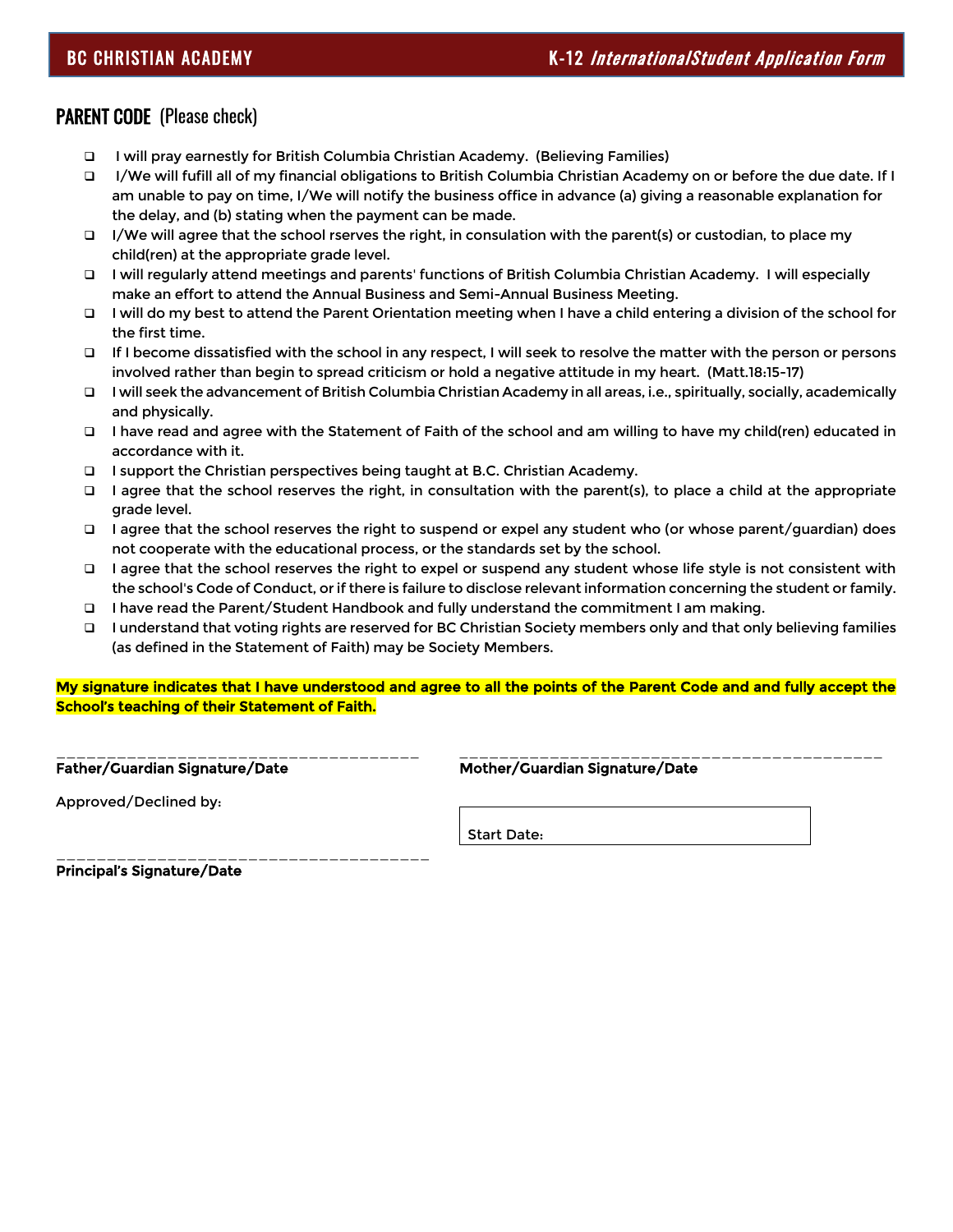## PARENT CODE (Please check)

- ☐ I will pray earnestly for British Columbia Christian Academy. (Believing Families)
- ☐ I/We will fufill all of my financial obligations to British Columbia Christian Academy on or before the due date. If I am unable to pay on time, I/We will notify the business office in advance (a) giving a reasonable explanation for the delay, and (b) stating when the payment can be made.
- ☐ I/We will agree that the school rserves the right, in consulation with the parent(s) or custodian, to place my child(ren) at the appropriate grade level.
- ☐ I will regularly attend meetings and parents' functions of British Columbia Christian Academy. I will especially make an effort to attend the Annual Business and Semi-Annual Business Meeting.
- ☐ I will do my best to attend the Parent Orientation meeting when I have a child entering a division of the school for the first time.
- ☐ If I become dissatisfied with the school in any respect, I will seek to resolve the matter with the person or persons involved rather than begin to spread criticism or hold a negative attitude in my heart. (Matt.18:15-17)
- ☐ I will seek the advancement of British Columbia Christian Academy in all areas, i.e., spiritually, socially, academically and physically.
- ☐ I have read and agree with the Statement of Faith of the school and am willing to have my child(ren) educated in accordance with it.
- ☐ I support the Christian perspectives being taught at B.C. Christian Academy.
- ☐ I agree that the school reserves the right, in consultation with the parent(s), to place a child at the appropriate grade level.
- ☐ I agree that the school reserves the right to suspend or expel any student who (or whose parent/guardian) does not cooperate with the educational process, or the standards set by the school.
- ☐ I agree that the school reserves the right to expel or suspend any student whose life style is not consistent with the school's Code of Conduct, or if there is failure to disclose relevant information concerning the student or family.
- ☐ I have read the Parent/Student Handbook and fully understand the commitment I am making.
- ☐ I understand that voting rights are reserved for BC Christian Society members only and that only believing families (as defined in the Statement of Faith) may be Society Members.

**My signature indicates that I have understood and agree to all the points of the Parent Code and and fully accept the School's teaching of their Statement of Faith.**

\_\_\_\_\_\_\_\_\_\_\_\_\_\_\_\_\_\_\_\_\_\_\_\_\_\_\_\_\_\_\_\_\_\_\_\_\_
**Father/Guardian Signature/Date**

\_\_\_\_\_\_\_\_\_\_\_\_\_\_\_\_\_\_\_\_\_\_\_\_\_\_\_\_\_\_\_\_\_\_\_\_\_
**Mother/Guardian Signature/Date**

Approved/Declined by:

Start Date:

\_\_\_\_\_\_\_\_\_\_\_\_\_\_\_\_\_\_\_\_\_\_\_\_\_\_\_\_\_\_\_\_\_\_\_\_\_
**Principal's Signature/Date**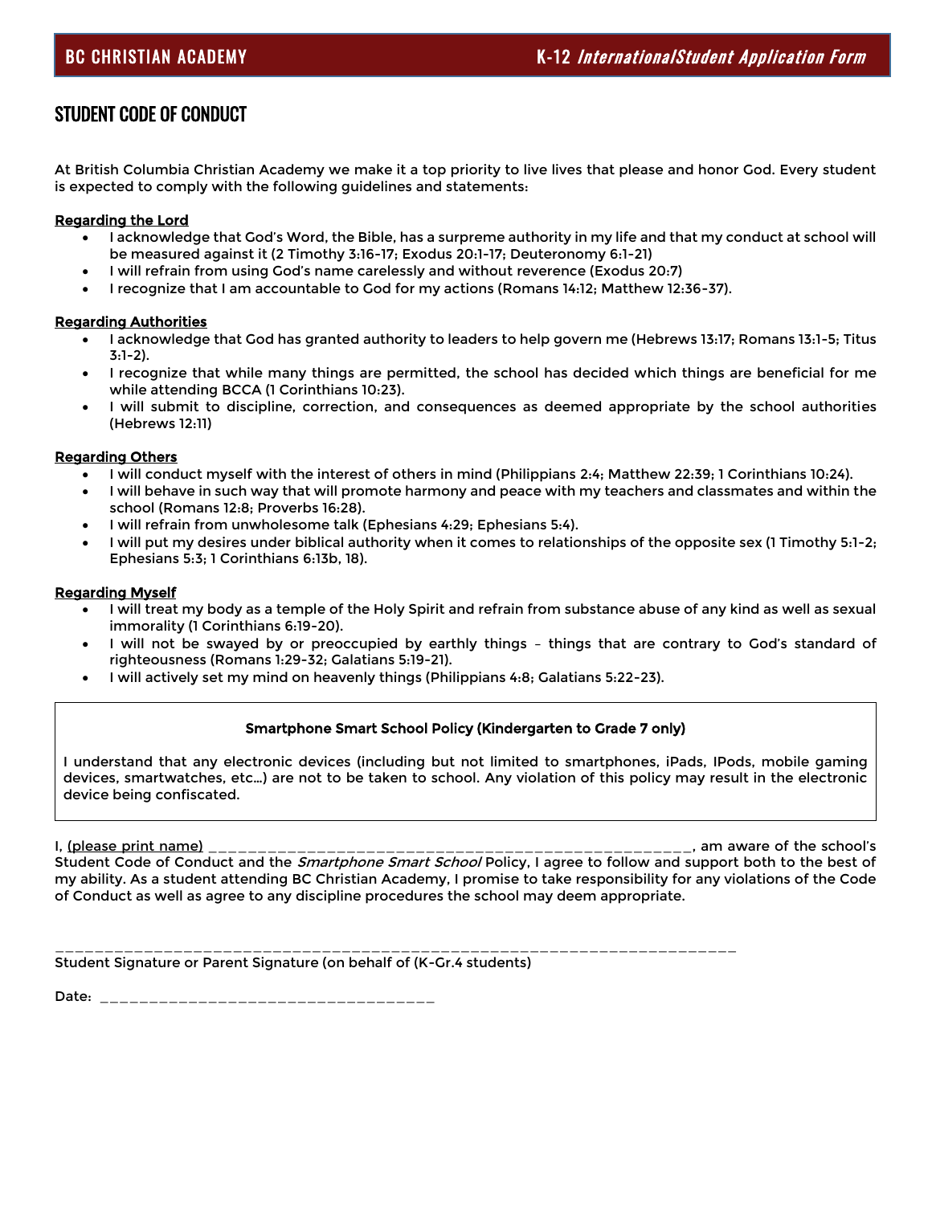## STUDENT CODE OF CONDUCT

At British Columbia Christian Academy we make it a top priority to live lives that please and honor God. Every student is expected to comply with the following guidelines and statements:

**Regarding the Lord**

- I acknowledge that God's Word, the Bible, has a surpreme authority in my life and that my conduct at school will be measured against it (2 Timothy 3:16-17; Exodus 20:1-17; Deuteronomy 6:1-21)
- I will refrain from using God's name carelessly and without reverence (Exodus 20:7)
- I recognize that I am accountable to God for my actions (Romans 14:12; Matthew 12:36-37).

**Regarding Authorities**

- I acknowledge that God has granted authority to leaders to help govern me (Hebrews 13:17; Romans 13:1-5; Titus 3:1-2).
- I recognize that while many things are permitted, the school has decided which things are beneficial for me while attending BCCA (1 Corinthians 10:23).
- I will submit to discipline, correction, and consequences as deemed appropriate by the school authorities (Hebrews 12:11)

**Regarding Others**

- I will conduct myself with the interest of others in mind (Philippians 2:4; Matthew 22:39; 1 Corinthians 10:24).
- I will behave in such way that will promote harmony and peace with my teachers and classmates and within the school (Romans 12:8; Proverbs 16:28).
- I will refrain from unwholesome talk (Ephesians 4:29; Ephesians 5:4).
- I will put my desires under biblical authority when it comes to relationships of the opposite sex (1 Timothy 5:1-2; Ephesians 5:3; 1 Corinthians 6:13b, 18).

**Regarding Myself**

- I will treat my body as a temple of the Holy Spirit and refrain from substance abuse of any kind as well as sexual immorality (1 Corinthians 6:19-20).
- I will not be swayed by or preoccupied by earthly things – things that are contrary to God's standard of righteousness (Romans 1:29-32; Galatians 5:19-21).
- I will actively set my mind on heavenly things (Philippians 4:8; Galatians 5:22-23).

**Smartphone Smart School Policy (Kindergarten to Grade 7 only)**

I understand that any electronic devices (including but not limited to smartphones, iPads, IPods, mobile gaming devices, smartwatches, etc…) are not to be taken to school. Any violation of this policy may result in the electronic device being confiscated.

I, (please print name) ____________________________________________________, am aware of the school's Student Code of Conduct and the *Smartphone Smart School* Policy, I agree to follow and support both to the best of my ability. As a student attending BC Christian Academy, I promise to take responsibility for any violations of the Code of Conduct as well as agree to any discipline procedures the school may deem appropriate.

_________________________________________________________________________

Student Signature or Parent Signature (on behalf of (K-Gr.4 students)

Date: ____________________________________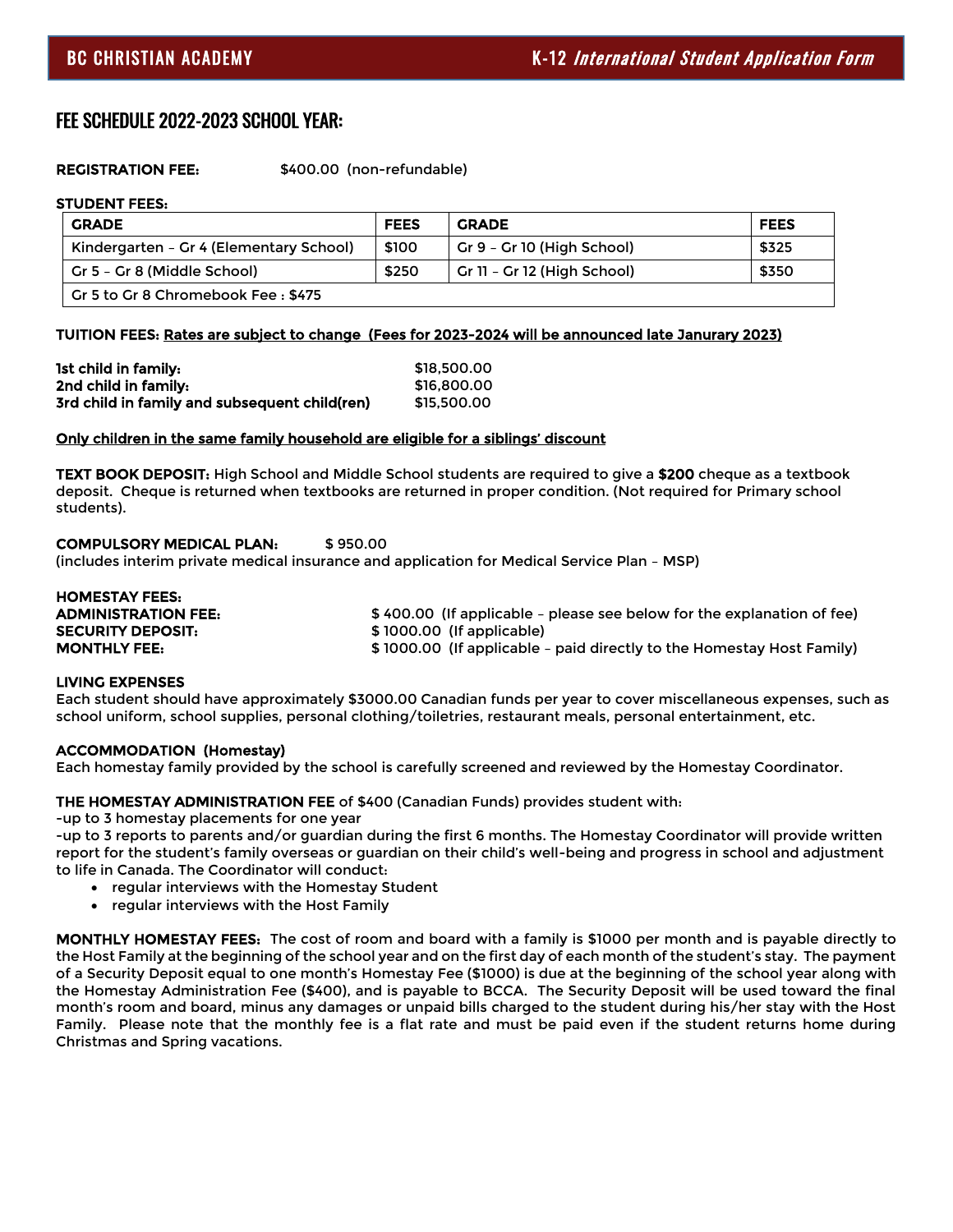## FEE SCHEDULE 2022-2023 SCHOOL YEAR:

**REGISTRATION FEE:** $400.00 (non-refundable)

**STUDENT FEES:**

| GRADE | FEES | GRADE | FEES |
|---|---|---|---|
| Kindergarten – Gr 4 (Elementary School) | $100 | Gr 9 – Gr 10 (High School) | $325 |
| Gr 5 – Gr 8 (Middle School) | $250 | Gr 11 – Gr 12 (High School) | $350 |
| Gr 5 to Gr 8 Chromebook Fee : $475 | | | |

**TUITION FEES:** <u>Rates are subject to change (Fees for 2023-2024 will be announced late Janurary 2023)</u>

| | |
|---|---|
| **1st child in family:** | $18,500.00 |
| **2nd child in family:** | $16,800.00 |
| **3rd child in family and subsequent child(ren)** | $15,500.00 |

<u>Only children in the same family household are eligible for a siblings' discount</u>

**TEXT BOOK DEPOSIT:** High School and Middle School students are required to give a **$200** cheque as a textbook deposit. Cheque is returned when textbooks are returned in proper condition. (Not required for Primary school students).

**COMPULSORY MEDICAL PLAN:** $ 950.00
(includes interim private medical insurance and application for Medical Service Plan – MSP)

**HOMESTAY FEES:**

| | |
|---|---|
| **ADMINISTRATION FEE:** | $ 400.00 (If applicable – please see below for the explanation of fee) |
| **SECURITY DEPOSIT:** | $ 1000.00 (If applicable) |
| **MONTHLY FEE:** | $ 1000.00 (If applicable – paid directly to the Homestay Host Family) |

**LIVING EXPENSES**
Each student should have approximately $3000.00 Canadian funds per year to cover miscellaneous expenses, such as school uniform, school supplies, personal clothing/toiletries, restaurant meals, personal entertainment, etc.

**ACCOMMODATION (Homestay)**
Each homestay family provided by the school is carefully screened and reviewed by the Homestay Coordinator.

**THE HOMESTAY ADMINISTRATION FEE** of $400 (Canadian Funds) provides student with:
-up to 3 homestay placements for one year
-up to 3 reports to parents and/or guardian during the first 6 months. The Homestay Coordinator will provide written report for the student's family overseas or guardian on their child's well-being and progress in school and adjustment to life in Canada. The Coordinator will conduct:

- regular interviews with the Homestay Student
- regular interviews with the Host Family

**MONTHLY HOMESTAY FEES:** The cost of room and board with a family is $1000 per month and is payable directly to the Host Family at the beginning of the school year and on the first day of each month of the student's stay. The payment of a Security Deposit equal to one month's Homestay Fee ($1000) is due at the beginning of the school year along with the Homestay Administration Fee ($400), and is payable to BCCA. The Security Deposit will be used toward the final month's room and board, minus any damages or unpaid bills charged to the student during his/her stay with the Host Family. Please note that the monthly fee is a flat rate and must be paid even if the student returns home during Christmas and Spring vacations.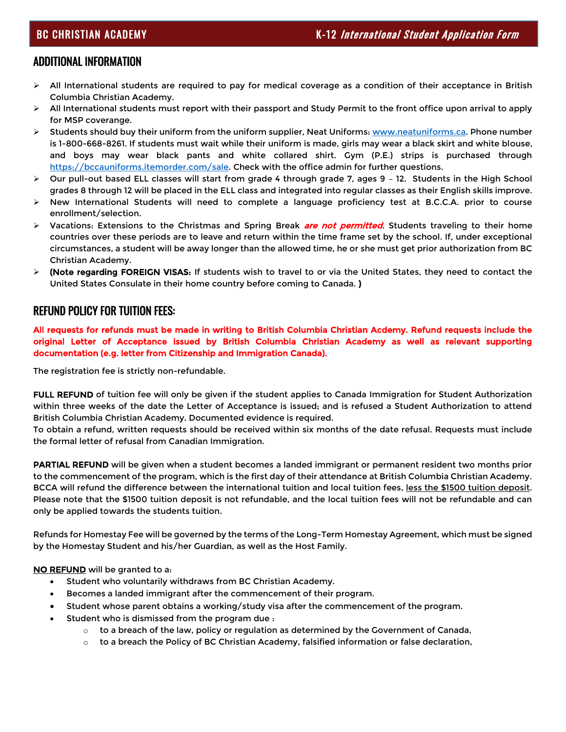## ADDITIONAL INFORMATION

- All International students are required to pay for medical coverage as a condition of their acceptance in British Columbia Christian Academy.
- All International students must report with their passport and Study Permit to the front office upon arrival to apply for MSP coverange.
- Students should buy their uniform from the uniform supplier, Neat Uniforms: www.neatuniforms.ca. Phone number is 1-800-668-8261. If students must wait while their uniform is made, girls may wear a black skirt and white blouse, and boys may wear black pants and white collared shirt. Gym (P.E.) strips is purchased through https://bccauniforms.itemorder.com/sale. Check with the office admin for further questions.
- Our pull-out based ELL classes will start from grade 4 through grade 7, ages 9 – 12. Students in the High School grades 8 through 12 will be placed in the ELL class and integrated into regular classes as their English skills improve.
- New International Students will need to complete a language proficiency test at B.C.C.A. prior to course enrollment/selection.
- Vacations: Extensions to the Christmas and Spring Break ***are not permitted***. Students traveling to their home countries over these periods are to leave and return within the time frame set by the school. If, under exceptional circumstances, a student will be away longer than the allowed time, he or she must get prior authorization from BC Christian Academy.
- **(Note regarding FOREIGN VISAS:** If students wish to travel to or via the United States, they need to contact the United States Consulate in their home country before coming to Canada. **)**

## REFUND POLICY FOR TUITION FEES:

**All requests for refunds must be made in writing to British Columbia Christian Acdemy. Refund requests include the original Letter of Acceptance issued by British Columbia Christian Academy as well as relevant supporting documentation (e.g. letter from Citizenship and Immigration Canada).**

The registration fee is strictly non-refundable.

**FULL REFUND** of tuition fee will only be given if the student applies to Canada Immigration for Student Authorization within three weeks of the date the Letter of Acceptance is issued; and is refused a Student Authorization to attend British Columbia Christian Academy. Documented evidence is required.
To obtain a refund, written requests should be received within six months of the date refusal. Requests must include the formal letter of refusal from Canadian Immigration.

**PARTIAL REFUND** will be given when a student becomes a landed immigrant or permanent resident two months prior to the commencement of the program, which is the first day of their attendance at British Columbia Christian Academy. BCCA will refund the difference between the international tuition and local tuition fees, less the $1500 tuition deposit. Please note that the $1500 tuition deposit is not refundable, and the local tuition fees will not be refundable and can only be applied towards the students tuition.

Refunds for Homestay Fee will be governed by the terms of the Long-Term Homestay Agreement, which must be signed by the Homestay Student and his/her Guardian, as well as the Host Family.

**NO REFUND** will be granted to a:

- Student who voluntarily withdraws from BC Christian Academy.
- Becomes a landed immigrant after the commencement of their program.
- Student whose parent obtains a working/study visa after the commencement of the program.
- Student who is dismissed from the program due :
  - to a breach of the law, policy or regulation as determined by the Government of Canada,
  - to a breach the Policy of BC Christian Academy, falsified information or false declaration,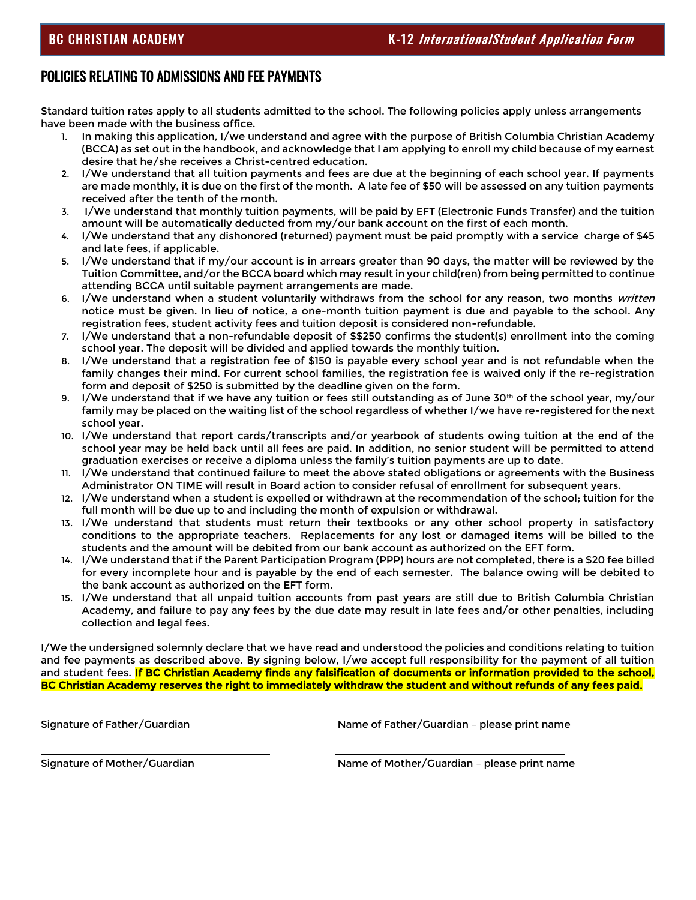## POLICIES RELATING TO ADMISSIONS AND FEE PAYMENTS

Standard tuition rates apply to all students admitted to the school. The following policies apply unless arrangements have been made with the business office.

1. In making this application, I/we understand and agree with the purpose of British Columbia Christian Academy (BCCA) as set out in the handbook, and acknowledge that I am applying to enroll my child because of my earnest desire that he/she receives a Christ-centred education.
2. I/We understand that all tuition payments and fees are due at the beginning of each school year. If payments are made monthly, it is due on the first of the month. A late fee of $50 will be assessed on any tuition payments received after the tenth of the month.
3. I/We understand that monthly tuition payments, will be paid by EFT (Electronic Funds Transfer) and the tuition amount will be automatically deducted from my/our bank account on the first of each month.
4. I/We understand that any dishonored (returned) payment must be paid promptly with a service charge of $45 and late fees, if applicable.
5. I/We understand that if my/our account is in arrears greater than 90 days, the matter will be reviewed by the Tuition Committee, and/or the BCCA board which may result in your child(ren) from being permitted to continue attending BCCA until suitable payment arrangements are made.
6. I/We understand when a student voluntarily withdraws from the school for any reason, two months *written* notice must be given. In lieu of notice, a one-month tuition payment is due and payable to the school. Any registration fees, student activity fees and tuition deposit is considered non-refundable.
7. I/We understand that a non-refundable deposit of $$250 confirms the student(s) enrollment into the coming school year. The deposit will be divided and applied towards the monthly tuition.
8. I/We understand that a registration fee of $150 is payable every school year and is not refundable when the family changes their mind. For current school families, the registration fee is waived only if the re-registration form and deposit of $250 is submitted by the deadline given on the form.
9. I/We understand that if we have any tuition or fees still outstanding as of June 30th of the school year, my/our family may be placed on the waiting list of the school regardless of whether I/we have re-registered for the next school year.
10. I/We understand that report cards/transcripts and/or yearbook of students owing tuition at the end of the school year may be held back until all fees are paid. In addition, no senior student will be permitted to attend graduation exercises or receive a diploma unless the family's tuition payments are up to date.
11. I/We understand that continued failure to meet the above stated obligations or agreements with the Business Administrator ON TIME will result in Board action to consider refusal of enrollment for subsequent years.
12. I/We understand when a student is expelled or withdrawn at the recommendation of the school; tuition for the full month will be due up to and including the month of expulsion or withdrawal.
13. I/We understand that students must return their textbooks or any other school property in satisfactory conditions to the appropriate teachers. Replacements for any lost or damaged items will be billed to the students and the amount will be debited from our bank account as authorized on the EFT form.
14. I/We understand that if the Parent Participation Program (PPP) hours are not completed, there is a $20 fee billed for every incomplete hour and is payable by the end of each semester. The balance owing will be debited to the bank account as authorized on the EFT form.
15. I/We understand that all unpaid tuition accounts from past years are still due to British Columbia Christian Academy, and failure to pay any fees by the due date may result in late fees and/or other penalties, including collection and legal fees.

I/We the undersigned solemnly declare that we have read and understood the policies and conditions relating to tuition and fee payments as described above. By signing below, I/we accept full responsibility for the payment of all tuition and student fees. **If BC Christian Academy finds any falsification of documents or information provided to the school, BC Christian Academy reserves the right to immediately withdraw the student and without refunds of any fees paid.**

| | |
|---|---|
| \_\_\_\_\_\_\_\_\_\_\_\_\_\_\_\_\_\_\_\_\_\_\_\_ | \_\_\_\_\_\_\_\_\_\_\_\_\_\_\_\_\_\_\_\_\_\_\_\_ |
| Signature of Father/Guardian | Name of Father/Guardian – please print name |
| \_\_\_\_\_\_\_\_\_\_\_\_\_\_\_\_\_\_\_\_\_\_\_\_ | \_\_\_\_\_\_\_\_\_\_\_\_\_\_\_\_\_\_\_\_\_\_\_\_ |
| Signature of Mother/Guardian | Name of Mother/Guardian – please print name |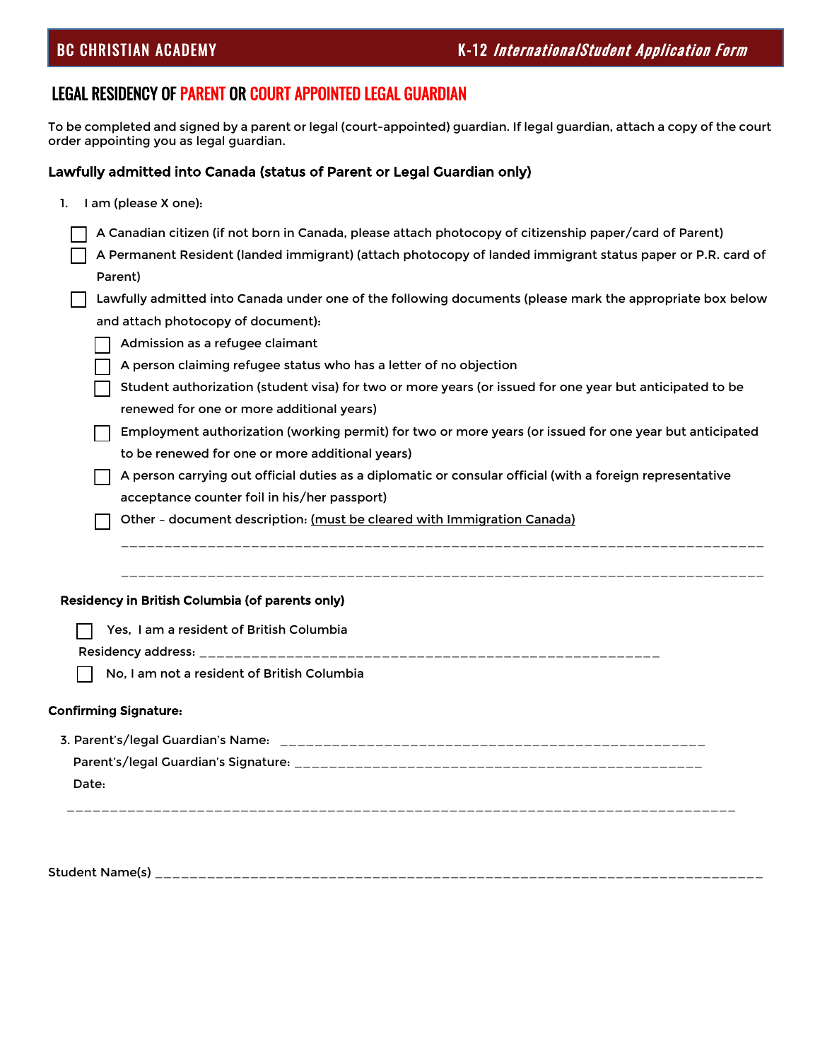## LEGAL RESIDENCY OF PARENT OR COURT APPOINTED LEGAL GUARDIAN

To be completed and signed by a parent or legal (court-appointed) guardian. If legal guardian, attach a copy of the court order appointing you as legal guardian.

**Lawfully admitted into Canada (status of Parent or Legal Guardian only)**

1. I am (please X one):

- ☐ A Canadian citizen (if not born in Canada, please attach photocopy of citizenship paper/card of Parent)
- ☐ A Permanent Resident (landed immigrant) (attach photocopy of landed immigrant status paper or P.R. card of Parent)
- ☐ Lawfully admitted into Canada under one of the following documents (please mark the appropriate box below and attach photocopy of document):
  - ☐ Admission as a refugee claimant
  - ☐ A person claiming refugee status who has a letter of no objection
  - ☐ Student authorization (student visa) for two or more years (or issued for one year but anticipated to be renewed for one or more additional years)
  - ☐ Employment authorization (working permit) for two or more years (or issued for one year but anticipated to be renewed for one or more additional years)
  - ☐ A person carrying out official duties as a diplomatic or consular official (with a foreign representative acceptance counter foil in his/her passport)
  - ☐ Other – document description: (must be cleared with Immigration Canada)

    ___________________________________________________________________________

    ___________________________________________________________________________

**Residency in British Columbia (of parents only)**

- ☐ Yes, I am a resident of British Columbia

  Residency address: ________________________________________________________

- ☐ No, I am not a resident of British Columbia

**Confirming Signature:**

3. Parent's/legal Guardian's Name: ____________________________________________________

   Parent's/legal Guardian's Signature: ______________________________________________

   Date:

______________________________________________________________________________

Student Name(s) ________________________________________________________________________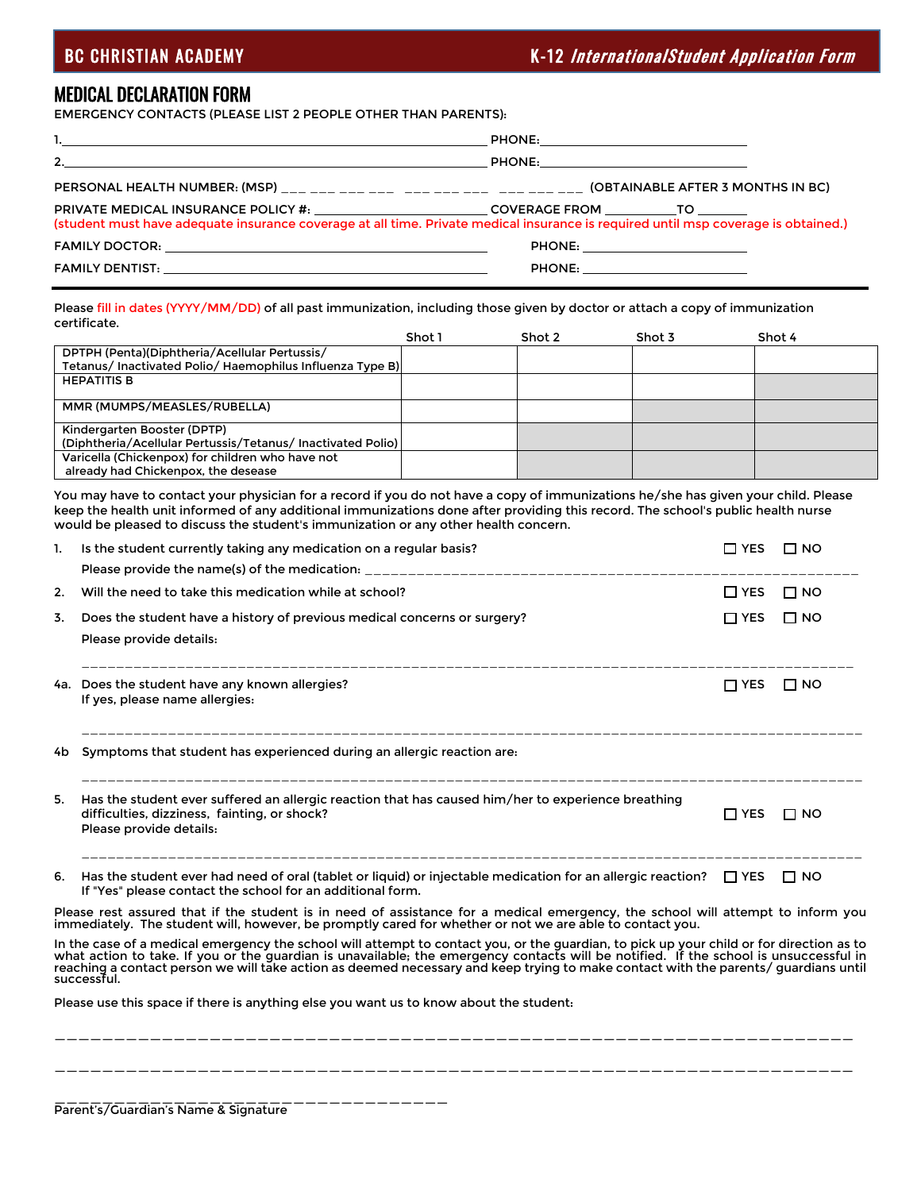# MEDICAL DECLARATION FORM

EMERGENCY CONTACTS (PLEASE LIST 2 PEOPLE OTHER THAN PARENTS):

1.________________________________________________ PHONE:________________________

2.________________________________________________ PHONE:________________________

PERSONAL HEALTH NUMBER: (MSP) ___ ___ ___ ___ ___ ___ ___ ___ ___ ___ (OBTAINABLE AFTER 3 MONTHS IN BC)

PRIVATE MEDICAL INSURANCE POLICY #: ______________________ COVERAGE FROM __________TO _______

(student must have adequate insurance coverage at all time. Private medical insurance is required until msp coverage is obtained.)

FAMILY DOCTOR: ________________________________________ PHONE: ____________________

FAMILY DENTIST: ________________________________________ PHONE: ____________________

---

Please fill in dates (YYYY/MM/DD) of all past immunization, including those given by doctor or attach a copy of immunization certificate.

| | Shot 1 | Shot 2 | Shot 3 | Shot 4 |
|---|---|---|---|---|
| DPTPH (Penta)(Diphtheria/Acellular Pertussis/ Tetanus/ Inactivated Polio/ Haemophilus Influenza Type B) | | | | |
| HEPATITIS B | | | | |
| MMR (MUMPS/MEASLES/RUBELLA) | | | | |
| Kindergarten Booster (DPTP) (Diphtheria/Acellular Pertussis/Tetanus/ Inactivated Polio) | | | | |
| Varicella (Chickenpox) for children who have not already had Chickenpox, the desease | | | | |

You may have to contact your physician for a record if you do not have a copy of immunizations he/she has given your child. Please keep the health unit informed of any additional immunizations done after providing this record. The school's public health nurse would be pleased to discuss the student's immunization or any other health concern.

1. Is the student currently taking any medication on a regular basis? ☐ YES ☐ NO

   Please provide the name(s) of the medication: ____________________________________________

2. Will the need to take this medication while at school? ☐ YES ☐ NO

3. Does the student have a history of previous medical concerns or surgery? ☐ YES ☐ NO

   Please provide details:

   ________________________________________________________________________

4a. Does the student have any known allergies? ☐ YES ☐ NO

   If yes, please name allergies:

   ________________________________________________________________________

4b Symptoms that student has experienced during an allergic reaction are:

   ________________________________________________________________________

5. Has the student ever suffered an allergic reaction that has caused him/her to experience breathing difficulties, dizziness, fainting, or shock? ☐ YES ☐ NO

   Please provide details:

   ________________________________________________________________________

6. Has the student ever had need of oral (tablet or liquid) or injectable medication for an allergic reaction? ☐ YES ☐ NO

   If "Yes" please contact the school for an additional form.

Please rest assured that if the student is in need of assistance for a medical emergency, the school will attempt to inform you immediately. The student will, however, be promptly cared for whether or not we are able to contact you.

In the case of a medical emergency the school will attempt to contact you, or the guardian, to pick up your child or for direction as to what action to take. If you or the guardian is unavailable; the emergency contacts will be notified. If the school is unsuccessful in reaching a contact person we will take action as deemed necessary and keep trying to make contact with the parents/ guardians until successful.

Please use this space if there is anything else you want us to know about the student:

________________________________________________________________________

________________________________________________________________________

______________________________________

Parent's/Guardian's Name & Signature